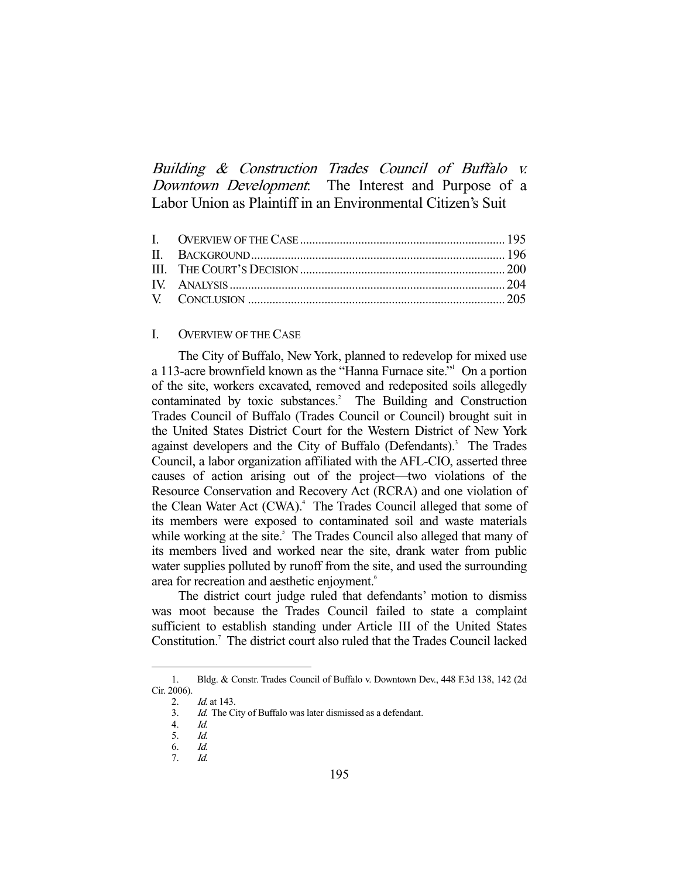# *Building & Construction Trades Council of Buffalo v. Downtown Development*: The Interest and Purpose of a Labor Union as Plaintiff in an Environmental Citizen's Suit

| | | |
|---|---|---|
| I. | Overview of the Case | 195 |
| II. | Background | 196 |
| III. | The Court's Decision | 200 |
| IV. | Analysis | 204 |
| V. | Conclusion | 205 |

## I. Overview of the Case

The City of Buffalo, New York, planned to redevelop for mixed use a 113-acre brownfield known as the "Hanna Furnace site."[1] On a portion of the site, workers excavated, removed and redeposited soils allegedly contaminated by toxic substances.[2] The Building and Construction Trades Council of Buffalo (Trades Council or Council) brought suit in the United States District Court for the Western District of New York against developers and the City of Buffalo (Defendants).[3] The Trades Council, a labor organization affiliated with the AFL-CIO, asserted three causes of action arising out of the project—two violations of the Resource Conservation and Recovery Act (RCRA) and one violation of the Clean Water Act (CWA).[4] The Trades Council alleged that some of its members were exposed to contaminated soil and waste materials while working at the site.[5] The Trades Council also alleged that many of its members lived and worked near the site, drank water from public water supplies polluted by runoff from the site, and used the surrounding area for recreation and aesthetic enjoyment.[6]

The district court judge ruled that defendants' motion to dismiss was moot because the Trades Council failed to state a complaint sufficient to establish standing under Article III of the United States Constitution.[7] The district court also ruled that the Trades Council lacked

---

1. Bldg. & Constr. Trades Council of Buffalo v. Downtown Dev., 448 F.3d 138, 142 (2d Cir. 2006).
2. *Id.* at 143.
3. *Id.* The City of Buffalo was later dismissed as a defendant.
4. *Id.*
5. *Id.*
6. *Id.*
7. *Id.*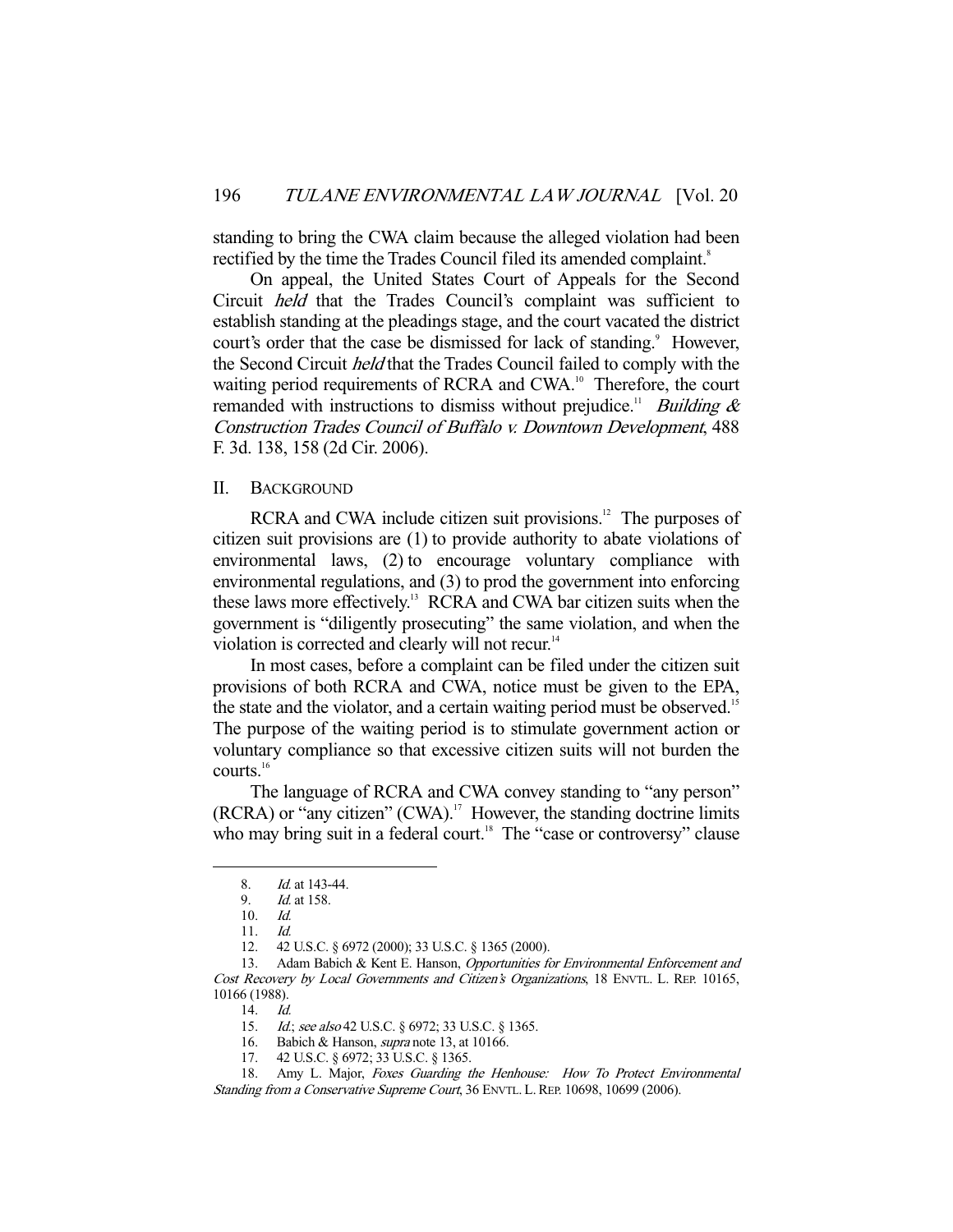standing to bring the CWA claim because the alleged violation had been rectified by the time the Trades Council filed its amended complaint.[8]

On appeal, the United States Court of Appeals for the Second Circuit *held* that the Trades Council's complaint was sufficient to establish standing at the pleadings stage, and the court vacated the district court's order that the case be dismissed for lack of standing.[9] However, the Second Circuit *held* that the Trades Council failed to comply with the waiting period requirements of RCRA and CWA.[10] Therefore, the court remanded with instructions to dismiss without prejudice.[11] *Building & Construction Trades Council of Buffalo v. Downtown Development*, 488 F. 3d. 138, 158 (2d Cir. 2006).

## II. BACKGROUND

RCRA and CWA include citizen suit provisions.[12] The purposes of citizen suit provisions are (1) to provide authority to abate violations of environmental laws, (2) to encourage voluntary compliance with environmental regulations, and (3) to prod the government into enforcing these laws more effectively.[13] RCRA and CWA bar citizen suits when the government is "diligently prosecuting" the same violation, and when the violation is corrected and clearly will not recur.[14]

In most cases, before a complaint can be filed under the citizen suit provisions of both RCRA and CWA, notice must be given to the EPA, the state and the violator, and a certain waiting period must be observed.[15] The purpose of the waiting period is to stimulate government action or voluntary compliance so that excessive citizen suits will not burden the courts.[16]

The language of RCRA and CWA convey standing to "any person" (RCRA) or "any citizen" (CWA).[17] However, the standing doctrine limits who may bring suit in a federal court.[18] The "case or controversy" clause

---

8. *Id.* at 143-44.
9. *Id.* at 158.
10. *Id.*
11. *Id.*
12. 42 U.S.C. § 6972 (2000); 33 U.S.C. § 1365 (2000).
13. Adam Babich & Kent E. Hanson, *Opportunities for Environmental Enforcement and Cost Recovery by Local Governments and Citizen's Organizations*, 18 ENVTL. L. REP. 10165, 10166 (1988).
14. *Id.*
15. *Id.*; *see also* 42 U.S.C. § 6972; 33 U.S.C. § 1365.
16. Babich & Hanson, *supra* note 13, at 10166.
17. 42 U.S.C. § 6972; 33 U.S.C. § 1365.
18. Amy L. Major, *Foxes Guarding the Henhouse: How To Protect Environmental Standing from a Conservative Supreme Court*, 36 ENVTL. L. REP. 10698, 10699 (2006).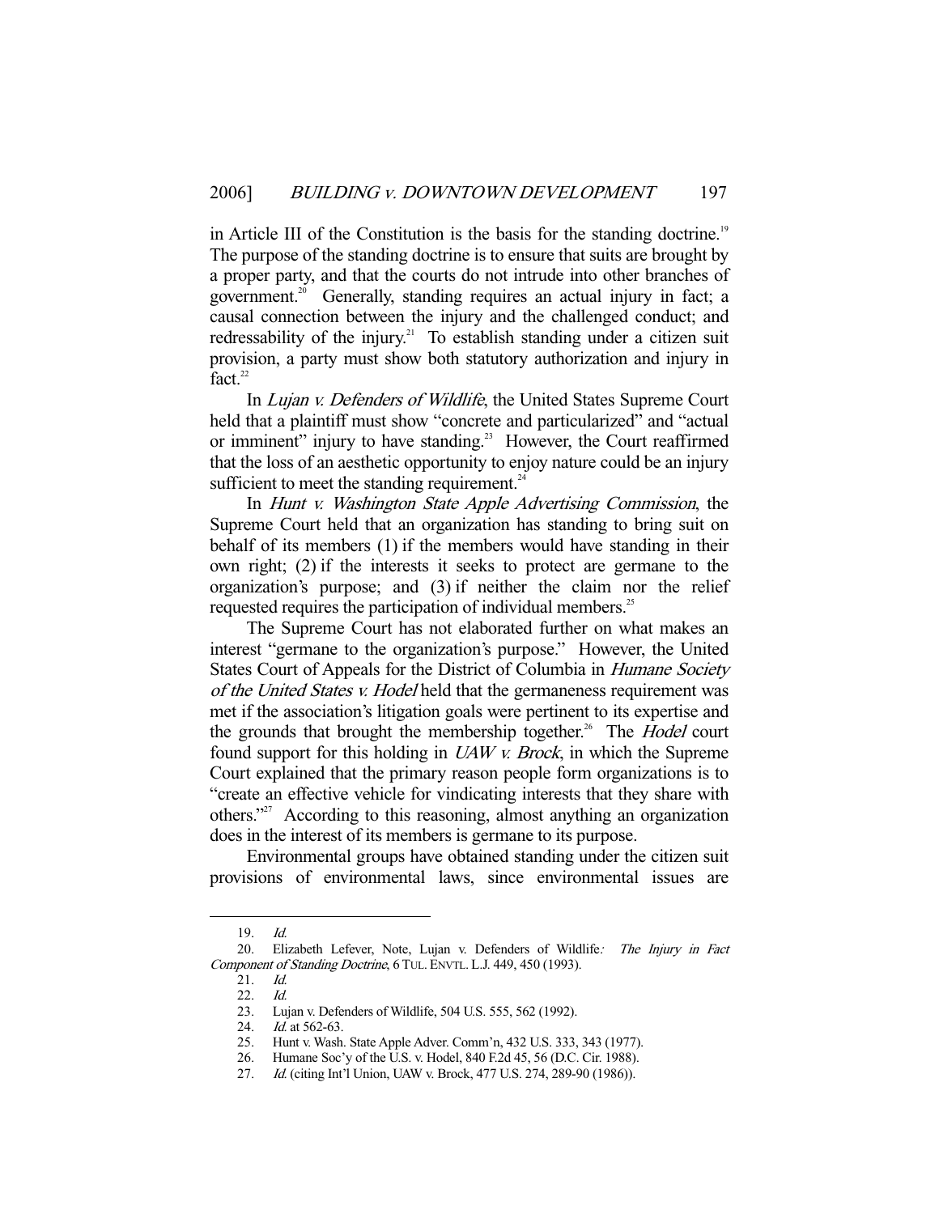in Article III of the Constitution is the basis for the standing doctrine.[19] The purpose of the standing doctrine is to ensure that suits are brought by a proper party, and that the courts do not intrude into other branches of government.[20] Generally, standing requires an actual injury in fact; a causal connection between the injury and the challenged conduct; and redressability of the injury.[21] To establish standing under a citizen suit provision, a party must show both statutory authorization and injury in fact.[22]

In *Lujan v. Defenders of Wildlife*, the United States Supreme Court held that a plaintiff must show "concrete and particularized" and "actual or imminent" injury to have standing.[23] However, the Court reaffirmed that the loss of an aesthetic opportunity to enjoy nature could be an injury sufficient to meet the standing requirement.[24]

In *Hunt v. Washington State Apple Advertising Commission*, the Supreme Court held that an organization has standing to bring suit on behalf of its members (1) if the members would have standing in their own right; (2) if the interests it seeks to protect are germane to the organization's purpose; and (3) if neither the claim nor the relief requested requires the participation of individual members.[25]

The Supreme Court has not elaborated further on what makes an interest "germane to the organization's purpose." However, the United States Court of Appeals for the District of Columbia in *Humane Society of the United States v. Hodel* held that the germaneness requirement was met if the association's litigation goals were pertinent to its expertise and the grounds that brought the membership together.[26] The *Hodel* court found support for this holding in *UAW v. Brock*, in which the Supreme Court explained that the primary reason people form organizations is to "create an effective vehicle for vindicating interests that they share with others."[27] According to this reasoning, almost anything an organization does in the interest of its members is germane to its purpose.

Environmental groups have obtained standing under the citizen suit provisions of environmental laws, since environmental issues are

---

19. *Id.*

20. Elizabeth Lefever, Note, Lujan v. Defenders of Wildlife*: The Injury in Fact Component of Standing Doctrine*, 6 TUL. ENVTL. L.J. 449, 450 (1993).

21. *Id.*

22. *Id.*

23. Lujan v. Defenders of Wildlife, 504 U.S. 555, 562 (1992).

24. *Id.* at 562-63.

25. Hunt v. Wash. State Apple Adver. Comm'n, 432 U.S. 333, 343 (1977).

26. Humane Soc'y of the U.S. v. Hodel, 840 F.2d 45, 56 (D.C. Cir. 1988).

27. *Id.* (citing Int'l Union, UAW v. Brock, 477 U.S. 274, 289-90 (1986)).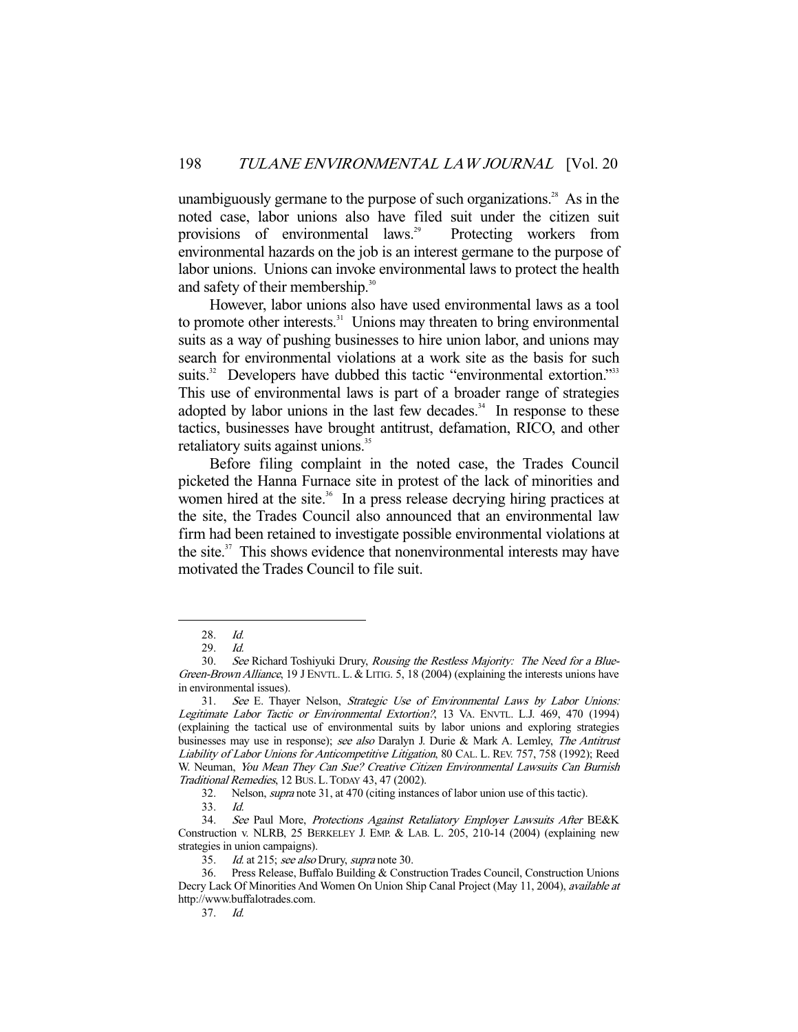unambiguously germane to the purpose of such organizations.[28] As in the noted case, labor unions also have filed suit under the citizen suit provisions of environmental laws.[29] Protecting workers from environmental hazards on the job is an interest germane to the purpose of labor unions. Unions can invoke environmental laws to protect the health and safety of their membership.[30]

However, labor unions also have used environmental laws as a tool to promote other interests.[31] Unions may threaten to bring environmental suits as a way of pushing businesses to hire union labor, and unions may search for environmental violations at a work site as the basis for such suits.[32] Developers have dubbed this tactic "environmental extortion."[33] This use of environmental laws is part of a broader range of strategies adopted by labor unions in the last few decades.[34] In response to these tactics, businesses have brought antitrust, defamation, RICO, and other retaliatory suits against unions.[35]

Before filing complaint in the noted case, the Trades Council picketed the Hanna Furnace site in protest of the lack of minorities and women hired at the site.[36] In a press release decrying hiring practices at the site, the Trades Council also announced that an environmental law firm had been retained to investigate possible environmental violations at the site.[37] This shows evidence that nonenvironmental interests may have motivated the Trades Council to file suit.

---

28. *Id.*

29. *Id.*

30. *See* Richard Toshiyuki Drury, *Rousing the Restless Majority: The Need for a Blue-Green-Brown Alliance*, 19 J ENVTL. L. & LITIG. 5, 18 (2004) (explaining the interests unions have in environmental issues).

31. *See* E. Thayer Nelson, *Strategic Use of Environmental Laws by Labor Unions: Legitimate Labor Tactic or Environmental Extortion?*, 13 VA. ENVTL. L.J. 469, 470 (1994) (explaining the tactical use of environmental suits by labor unions and exploring strategies businesses may use in response); *see also* Daralyn J. Durie & Mark A. Lemley, *The Antitrust Liability of Labor Unions for Anticompetitive Litigation*, 80 CAL. L. REV. 757, 758 (1992); Reed W. Neuman, *You Mean They Can Sue? Creative Citizen Environmental Lawsuits Can Burnish Traditional Remedies*, 12 BUS. L. TODAY 43, 47 (2002).

32. Nelson, *supra* note 31, at 470 (citing instances of labor union use of this tactic).

33. *Id.*

34. *See* Paul More, *Protections Against Retaliatory Employer Lawsuits After* BE&K Construction v. NLRB, 25 BERKELEY J. EMP. & LAB. L. 205, 210-14 (2004) (explaining new strategies in union campaigns).

35. *Id.* at 215; *see also* Drury, *supra* note 30.

36. Press Release, Buffalo Building & Construction Trades Council, Construction Unions Decry Lack Of Minorities And Women On Union Ship Canal Project (May 11, 2004), *available at* http://www.buffalotrades.com.

37. *Id.*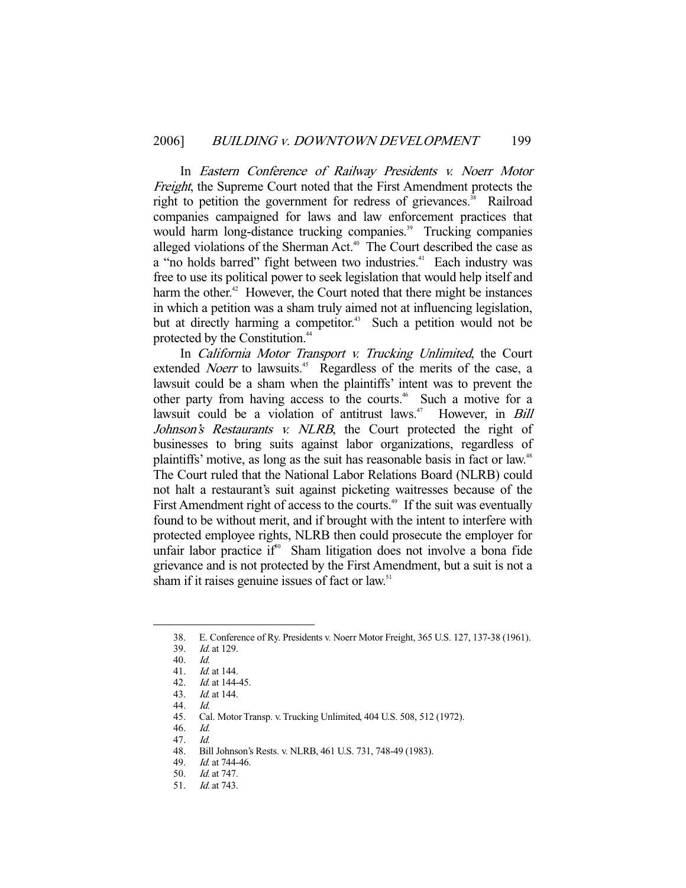In *Eastern Conference of Railway Presidents v. Noerr Motor Freight*, the Supreme Court noted that the First Amendment protects the right to petition the government for redress of grievances.[38] Railroad companies campaigned for laws and law enforcement practices that would harm long-distance trucking companies.[39] Trucking companies alleged violations of the Sherman Act.[40] The Court described the case as a "no holds barred" fight between two industries.[41] Each industry was free to use its political power to seek legislation that would help itself and harm the other.[42] However, the Court noted that there might be instances in which a petition was a sham truly aimed not at influencing legislation, but at directly harming a competitor.[43] Such a petition would not be protected by the Constitution.[44]

In *California Motor Transport v. Trucking Unlimited*, the Court extended *Noerr* to lawsuits.[45] Regardless of the merits of the case, a lawsuit could be a sham when the plaintiffs' intent was to prevent the other party from having access to the courts.[46] Such a motive for a lawsuit could be a violation of antitrust laws.[47] However, in *Bill Johnson's Restaurants v. NLRB*, the Court protected the right of businesses to bring suits against labor organizations, regardless of plaintiffs' motive, as long as the suit has reasonable basis in fact or law.[48] The Court ruled that the National Labor Relations Board (NLRB) could not halt a restaurant's suit against picketing waitresses because of the First Amendment right of access to the courts.[49] If the suit was eventually found to be without merit, and if brought with the intent to interfere with protected employee rights, NLRB then could prosecute the employer for unfair labor practice if[50] Sham litigation does not involve a bona fide grievance and is not protected by the First Amendment, but a suit is not a sham if it raises genuine issues of fact or law.[51]

---

38. E. Conference of Ry. Presidents v. Noerr Motor Freight, 365 U.S. 127, 137-38 (1961).
39. *Id.* at 129.
40. *Id.*
41. *Id.* at 144.
42. *Id.* at 144-45.
43. *Id.* at 144.
44. *Id.*
45. Cal. Motor Transp. v. Trucking Unlimited, 404 U.S. 508, 512 (1972).
46. *Id.*
47. *Id.*
48. Bill Johnson's Rests. v. NLRB, 461 U.S. 731, 748-49 (1983).
49. *Id.* at 744-46.
50. *Id.* at 747.
51. *Id.* at 743.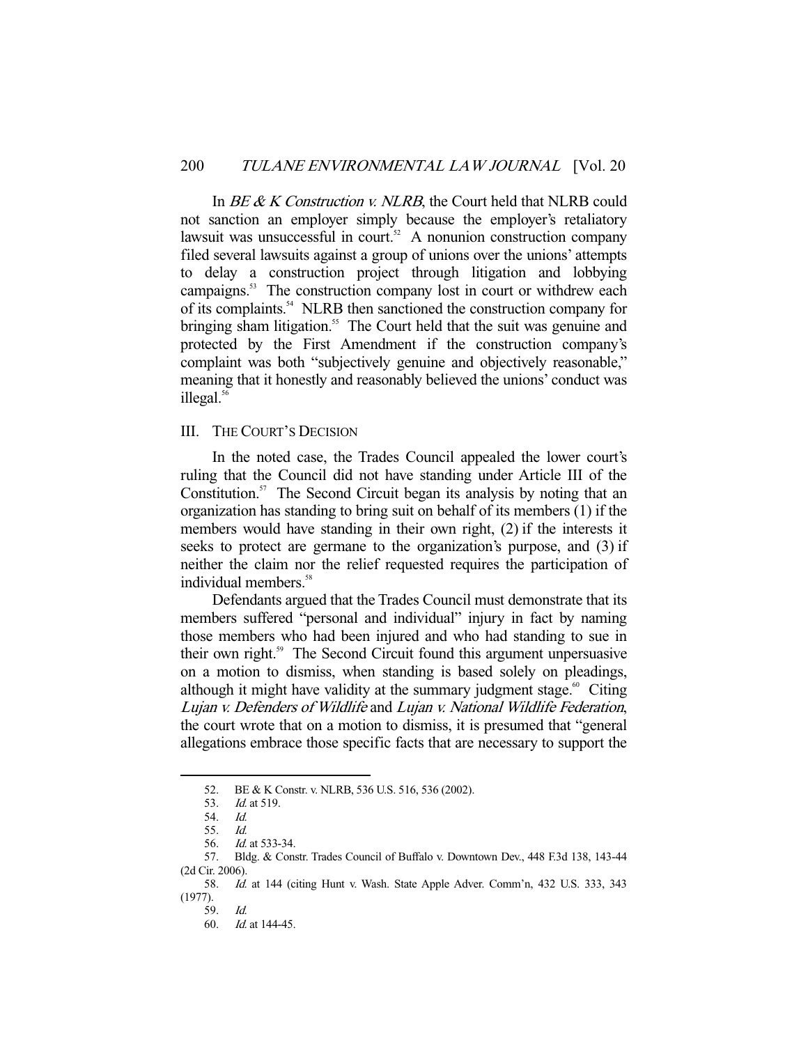In *BE & K Construction v. NLRB*, the Court held that NLRB could not sanction an employer simply because the employer's retaliatory lawsuit was unsuccessful in court.[52] A nonunion construction company filed several lawsuits against a group of unions over the unions' attempts to delay a construction project through litigation and lobbying campaigns.[53] The construction company lost in court or withdrew each of its complaints.[54] NLRB then sanctioned the construction company for bringing sham litigation.[55] The Court held that the suit was genuine and protected by the First Amendment if the construction company's complaint was both "subjectively genuine and objectively reasonable," meaning that it honestly and reasonably believed the unions' conduct was illegal.[56]

## III. The Court's Decision

In the noted case, the Trades Council appealed the lower court's ruling that the Council did not have standing under Article III of the Constitution.[57] The Second Circuit began its analysis by noting that an organization has standing to bring suit on behalf of its members (1) if the members would have standing in their own right, (2) if the interests it seeks to protect are germane to the organization's purpose, and (3) if neither the claim nor the relief requested requires the participation of individual members.[58]

Defendants argued that the Trades Council must demonstrate that its members suffered "personal and individual" injury in fact by naming those members who had been injured and who had standing to sue in their own right.[59] The Second Circuit found this argument unpersuasive on a motion to dismiss, when standing is based solely on pleadings, although it might have validity at the summary judgment stage.[60] Citing *Lujan v. Defenders of Wildlife* and *Lujan v. National Wildlife Federation*, the court wrote that on a motion to dismiss, it is presumed that "general allegations embrace those specific facts that are necessary to support the

---

52. BE & K Constr. v. NLRB, 536 U.S. 516, 536 (2002).
53. *Id.* at 519.
54. *Id.*
55. *Id.*
56. *Id.* at 533-34.
57. Bldg. & Constr. Trades Council of Buffalo v. Downtown Dev., 448 F.3d 138, 143-44 (2d Cir. 2006).
58. *Id.* at 144 (citing Hunt v. Wash. State Apple Adver. Comm'n, 432 U.S. 333, 343 (1977).
59. *Id.*
60. *Id.* at 144-45.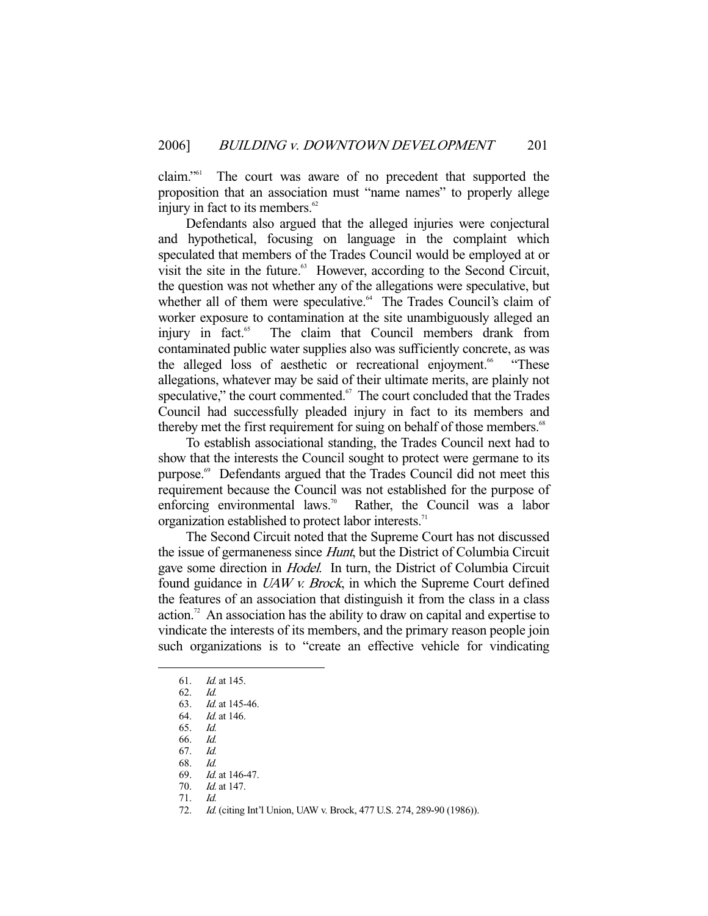claim."[61] The court was aware of no precedent that supported the proposition that an association must "name names" to properly allege injury in fact to its members.[62]

Defendants also argued that the alleged injuries were conjectural and hypothetical, focusing on language in the complaint which speculated that members of the Trades Council would be employed at or visit the site in the future.[63] However, according to the Second Circuit, the question was not whether any of the allegations were speculative, but whether all of them were speculative.[64] The Trades Council's claim of worker exposure to contamination at the site unambiguously alleged an injury in fact.[65] The claim that Council members drank from contaminated public water supplies also was sufficiently concrete, as was the alleged loss of aesthetic or recreational enjoyment.[66] "These allegations, whatever may be said of their ultimate merits, are plainly not speculative," the court commented.[67] The court concluded that the Trades Council had successfully pleaded injury in fact to its members and thereby met the first requirement for suing on behalf of those members.[68]

To establish associational standing, the Trades Council next had to show that the interests the Council sought to protect were germane to its purpose.[69] Defendants argued that the Trades Council did not meet this requirement because the Council was not established for the purpose of enforcing environmental laws.[70] Rather, the Council was a labor organization established to protect labor interests.[71]

The Second Circuit noted that the Supreme Court has not discussed the issue of germaneness since *Hunt*, but the District of Columbia Circuit gave some direction in *Hodel*. In turn, the District of Columbia Circuit found guidance in *UAW v. Brock*, in which the Supreme Court defined the features of an association that distinguish it from the class in a class action.[72] An association has the ability to draw on capital and expertise to vindicate the interests of its members, and the primary reason people join such organizations is to "create an effective vehicle for vindicating

---

61. *Id.* at 145.
62. *Id.*
63. *Id.* at 145-46.
64. *Id.* at 146.
65. *Id.*
66. *Id.*
67. *Id.*
68. *Id.*
69. *Id.* at 146-47.
70. *Id.* at 147.
71. *Id.*
72. *Id.* (citing Int'l Union, UAW v. Brock, 477 U.S. 274, 289-90 (1986)).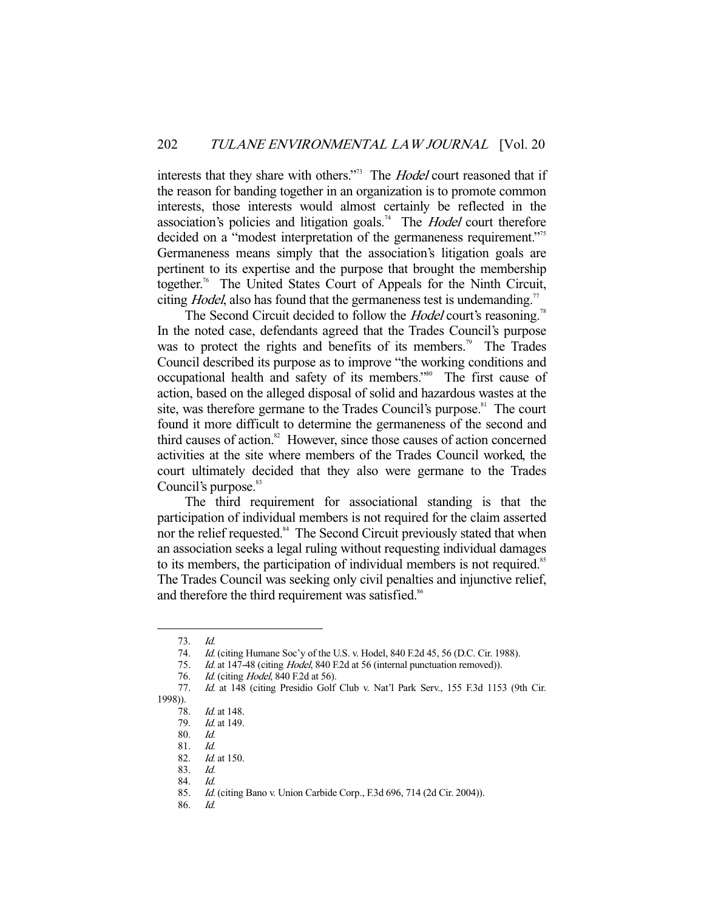interests that they share with others."[73] The *Hodel* court reasoned that if the reason for banding together in an organization is to promote common interests, those interests would almost certainly be reflected in the association's policies and litigation goals.[74] The *Hodel* court therefore decided on a "modest interpretation of the germaneness requirement."[75] Germaneness means simply that the association's litigation goals are pertinent to its expertise and the purpose that brought the membership together.[76] The United States Court of Appeals for the Ninth Circuit, citing *Hodel*, also has found that the germaneness test is undemanding.[77]

The Second Circuit decided to follow the *Hodel* court's reasoning.[78] In the noted case, defendants agreed that the Trades Council's purpose was to protect the rights and benefits of its members.[79] The Trades Council described its purpose as to improve "the working conditions and occupational health and safety of its members."[80] The first cause of action, based on the alleged disposal of solid and hazardous wastes at the site, was therefore germane to the Trades Council's purpose.[81] The court found it more difficult to determine the germaneness of the second and third causes of action.[82] However, since those causes of action concerned activities at the site where members of the Trades Council worked, the court ultimately decided that they also were germane to the Trades Council's purpose.[83]

The third requirement for associational standing is that the participation of individual members is not required for the claim asserted nor the relief requested.[84] The Second Circuit previously stated that when an association seeks a legal ruling without requesting individual damages to its members, the participation of individual members is not required.[85] The Trades Council was seeking only civil penalties and injunctive relief, and therefore the third requirement was satisfied.[86]

---

73. *Id.*
74. *Id.* (citing Humane Soc'y of the U.S. v. Hodel, 840 F.2d 45, 56 (D.C. Cir. 1988).
75. *Id.* at 147-48 (citing *Hodel*, 840 F.2d at 56 (internal punctuation removed)).
76. *Id.* (citing *Hodel*, 840 F.2d at 56).
77. *Id.* at 148 (citing Presidio Golf Club v. Nat'l Park Serv., 155 F.3d 1153 (9th Cir. 1998)).
78. *Id.* at 148.
79. *Id.* at 149.
80. *Id.*
81. *Id.*
82. *Id.* at 150.
83. *Id.*
84. *Id.*
85. *Id.* (citing Bano v. Union Carbide Corp., F.3d 696, 714 (2d Cir. 2004)).
86. *Id.*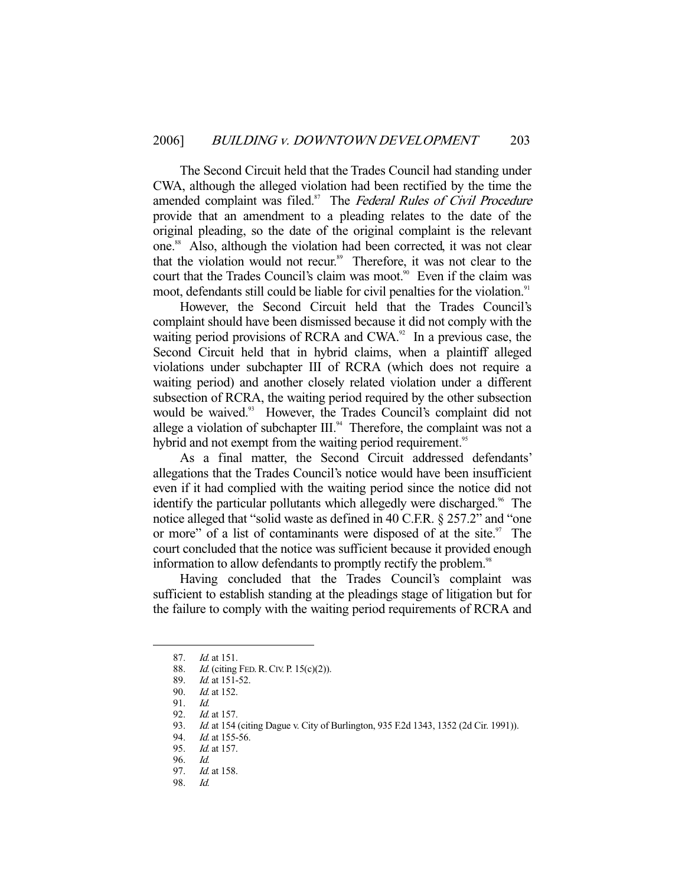The Second Circuit held that the Trades Council had standing under CWA, although the alleged violation had been rectified by the time the amended complaint was filed.[87] The *Federal Rules of Civil Procedure* provide that an amendment to a pleading relates to the date of the original pleading, so the date of the original complaint is the relevant one.[88] Also, although the violation had been corrected, it was not clear that the violation would not recur.[89] Therefore, it was not clear to the court that the Trades Council's claim was moot.[90] Even if the claim was moot, defendants still could be liable for civil penalties for the violation.[91]

However, the Second Circuit held that the Trades Council's complaint should have been dismissed because it did not comply with the waiting period provisions of RCRA and CWA.[92] In a previous case, the Second Circuit held that in hybrid claims, when a plaintiff alleged violations under subchapter III of RCRA (which does not require a waiting period) and another closely related violation under a different subsection of RCRA, the waiting period required by the other subsection would be waived.[93] However, the Trades Council's complaint did not allege a violation of subchapter III.[94] Therefore, the complaint was not a hybrid and not exempt from the waiting period requirement.[95]

As a final matter, the Second Circuit addressed defendants' allegations that the Trades Council's notice would have been insufficient even if it had complied with the waiting period since the notice did not identify the particular pollutants which allegedly were discharged.[96] The notice alleged that "solid waste as defined in 40 C.F.R. § 257.2" and "one or more" of a list of contaminants were disposed of at the site.[97] The court concluded that the notice was sufficient because it provided enough information to allow defendants to promptly rectify the problem.[98]

Having concluded that the Trades Council's complaint was sufficient to establish standing at the pleadings stage of litigation but for the failure to comply with the waiting period requirements of RCRA and

---

87. *Id.* at 151.
88. *Id.* (citing FED. R. CIV. P. 15(c)(2)).
89. *Id.* at 151-52.
90. *Id.* at 152.
91. *Id.*
92. *Id.* at 157.
93. *Id.* at 154 (citing Dague v. City of Burlington, 935 F.2d 1343, 1352 (2d Cir. 1991)).
94. *Id.* at 155-56.
95. *Id.* at 157.
96. *Id.*
97. *Id.* at 158.
98. *Id.*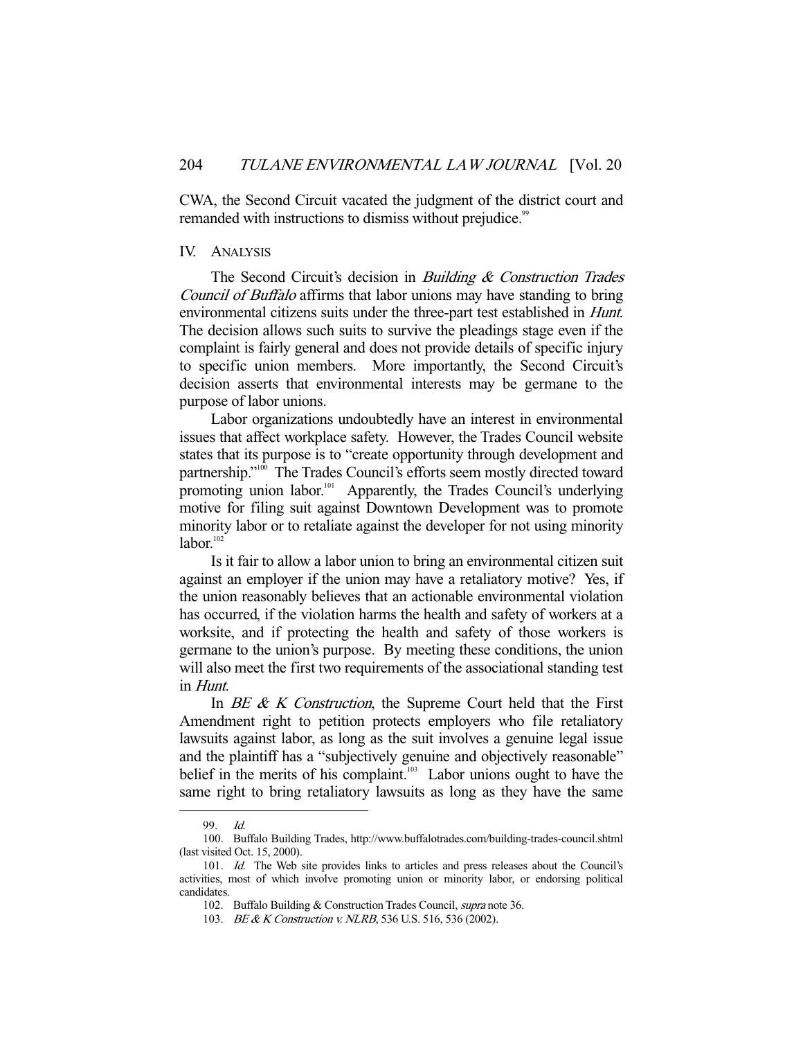CWA, the Second Circuit vacated the judgment of the district court and remanded with instructions to dismiss without prejudice.[99]

## IV. ANALYSIS

The Second Circuit's decision in *Building & Construction Trades Council of Buffalo* affirms that labor unions may have standing to bring environmental citizens suits under the three-part test established in *Hunt*. The decision allows such suits to survive the pleadings stage even if the complaint is fairly general and does not provide details of specific injury to specific union members. More importantly, the Second Circuit's decision asserts that environmental interests may be germane to the purpose of labor unions.

Labor organizations undoubtedly have an interest in environmental issues that affect workplace safety. However, the Trades Council website states that its purpose is to "create opportunity through development and partnership."[100] The Trades Council's efforts seem mostly directed toward promoting union labor.[101] Apparently, the Trades Council's underlying motive for filing suit against Downtown Development was to promote minority labor or to retaliate against the developer for not using minority labor.[102]

Is it fair to allow a labor union to bring an environmental citizen suit against an employer if the union may have a retaliatory motive? Yes, if the union reasonably believes that an actionable environmental violation has occurred, if the violation harms the health and safety of workers at a worksite, and if protecting the health and safety of those workers is germane to the union's purpose. By meeting these conditions, the union will also meet the first two requirements of the associational standing test in *Hunt*.

In *BE & K Construction*, the Supreme Court held that the First Amendment right to petition protects employers who file retaliatory lawsuits against labor, as long as the suit involves a genuine legal issue and the plaintiff has a "subjectively genuine and objectively reasonable" belief in the merits of his complaint.[103] Labor unions ought to have the same right to bring retaliatory lawsuits as long as they have the same

---

99. *Id.*

100. Buffalo Building Trades, http://www.buffalotrades.com/building-trades-council.shtml (last visited Oct. 15, 2000).

101. *Id.* The Web site provides links to articles and press releases about the Council's activities, most of which involve promoting union or minority labor, or endorsing political candidates.

102. Buffalo Building & Construction Trades Council, *supra* note 36.

103. *BE & K Construction v. NLRB*, 536 U.S. 516, 536 (2002).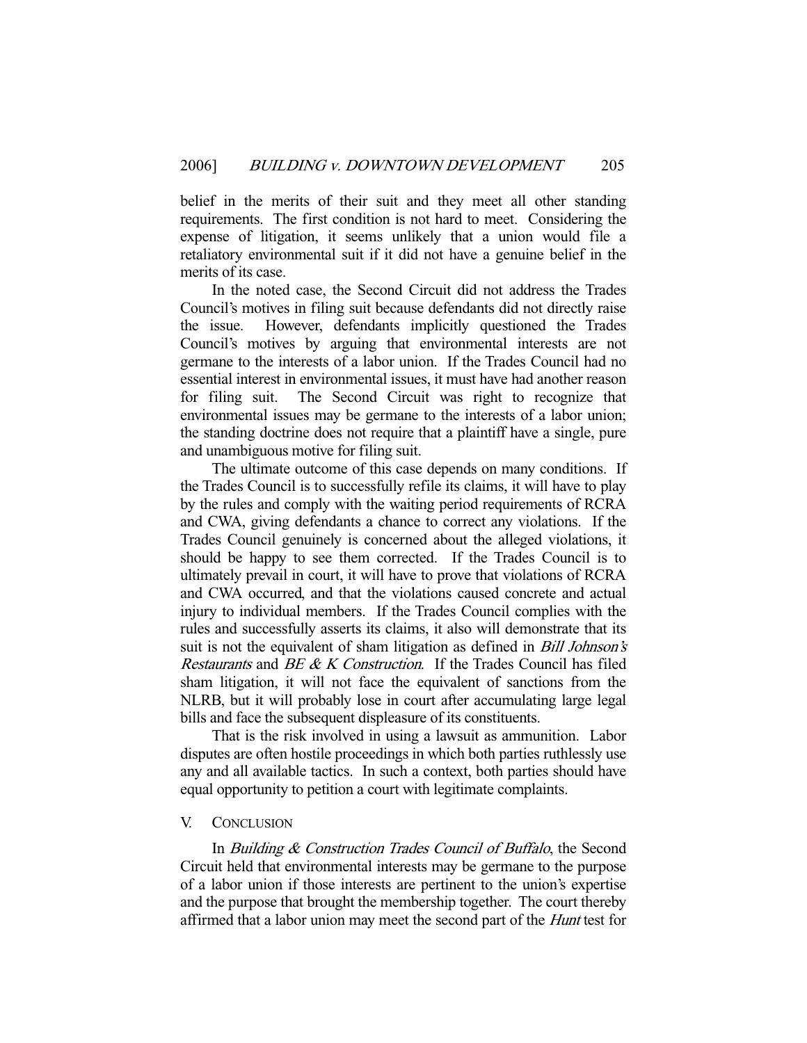belief in the merits of their suit and they meet all other standing requirements. The first condition is not hard to meet. Considering the expense of litigation, it seems unlikely that a union would file a retaliatory environmental suit if it did not have a genuine belief in the merits of its case.

In the noted case, the Second Circuit did not address the Trades Council's motives in filing suit because defendants did not directly raise the issue. However, defendants implicitly questioned the Trades Council's motives by arguing that environmental interests are not germane to the interests of a labor union. If the Trades Council had no essential interest in environmental issues, it must have had another reason for filing suit. The Second Circuit was right to recognize that environmental issues may be germane to the interests of a labor union; the standing doctrine does not require that a plaintiff have a single, pure and unambiguous motive for filing suit.

The ultimate outcome of this case depends on many conditions. If the Trades Council is to successfully refile its claims, it will have to play by the rules and comply with the waiting period requirements of RCRA and CWA, giving defendants a chance to correct any violations. If the Trades Council genuinely is concerned about the alleged violations, it should be happy to see them corrected. If the Trades Council is to ultimately prevail in court, it will have to prove that violations of RCRA and CWA occurred, and that the violations caused concrete and actual injury to individual members. If the Trades Council complies with the rules and successfully asserts its claims, it also will demonstrate that its suit is not the equivalent of sham litigation as defined in *Bill Johnson's Restaurants* and *BE & K Construction*. If the Trades Council has filed sham litigation, it will not face the equivalent of sanctions from the NLRB, but it will probably lose in court after accumulating large legal bills and face the subsequent displeasure of its constituents.

That is the risk involved in using a lawsuit as ammunition. Labor disputes are often hostile proceedings in which both parties ruthlessly use any and all available tactics. In such a context, both parties should have equal opportunity to petition a court with legitimate complaints.

## V. CONCLUSION

In *Building & Construction Trades Council of Buffalo*, the Second Circuit held that environmental interests may be germane to the purpose of a labor union if those interests are pertinent to the union's expertise and the purpose that brought the membership together. The court thereby affirmed that a labor union may meet the second part of the *Hunt* test for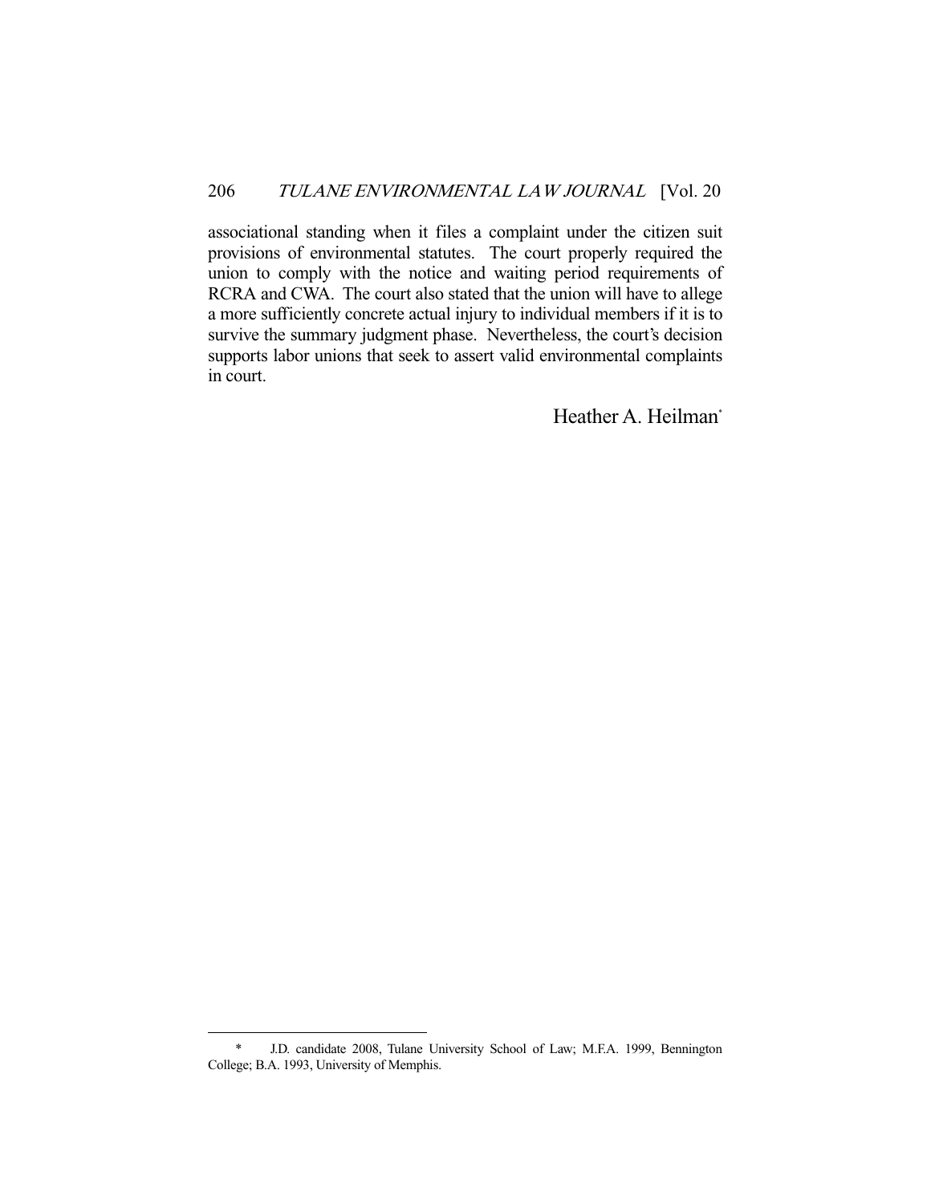associational standing when it files a complaint under the citizen suit provisions of environmental statutes. The court properly required the union to comply with the notice and waiting period requirements of RCRA and CWA. The court also stated that the union will have to allege a more sufficiently concrete actual injury to individual members if it is to survive the summary judgment phase. Nevertheless, the court's decision supports labor unions that seek to assert valid environmental complaints in court.

Heather A. Heilman*

\* J.D. candidate 2008, Tulane University School of Law; M.F.A. 1999, Bennington College; B.A. 1993, University of Memphis.